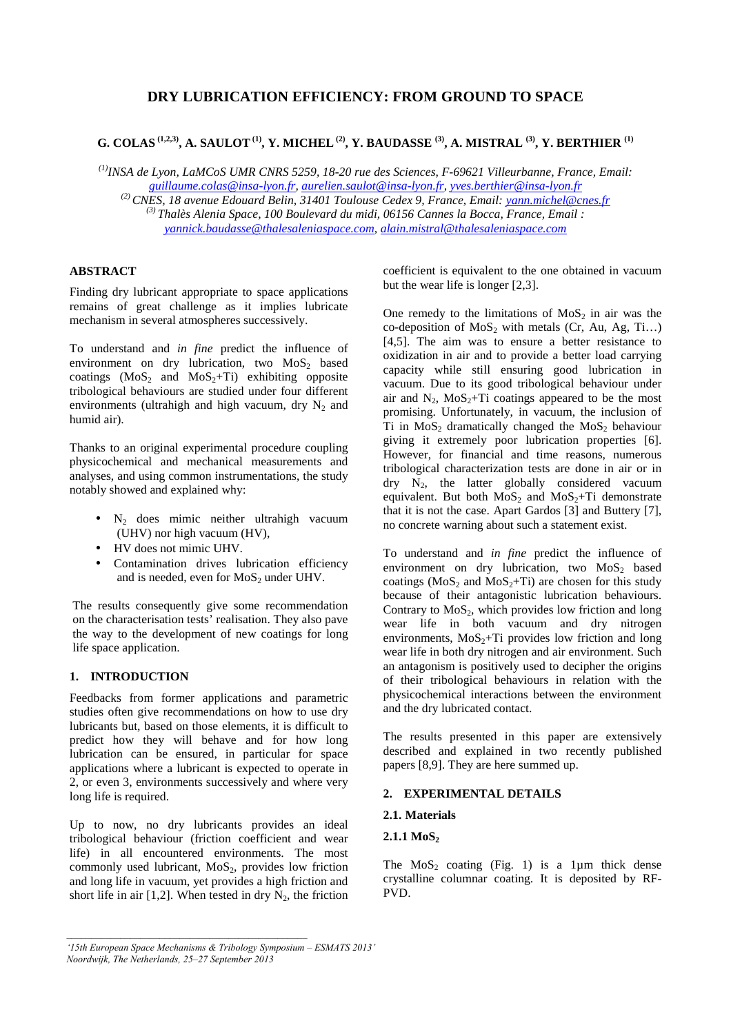# DRY LUBRICATION EFFICIENCY: FROM GROUND TO SPACE

**G. COLAS [1,2,3], A. SAULOT [1], Y. MICHEL [2], Y. BAUDASSE [3], A. MISTRAL [3], Y. BERTHIER [1]**

*[1] INSA de Lyon, LaMCoS UMR CNRS 5259, 18-20 rue des Sciences, F-69621 Villeurbanne, France, Email: guillaume.colas@insa-lyon.fr, aurelien.saulot@insa-lyon.fr, yves.berthier@insa-lyon.fr*
*[2] CNES, 18 avenue Edouard Belin, 31401 Toulouse Cedex 9, France, Email: yann.michel@cnes.fr*
*[3] Thalès Alenia Space, 100 Boulevard du midi, 06156 Cannes la Bocca, France, Email : yannick.baudasse@thalesaleniaspace.com, alain.mistral@thalesaleniaspace.com*

## ABSTRACT

Finding dry lubricant appropriate to space applications remains of great challenge as it implies lubricate mechanism in several atmospheres successively.

To understand and *in fine* predict the influence of environment on dry lubrication, two $MoS_2$ based coatings ($MoS_2$ and $MoS_2$+Ti) exhibiting opposite tribological behaviours are studied under four different environments (ultrahigh and high vacuum, dry $N_2$ and humid air).

Thanks to an original experimental procedure coupling physicochemical and mechanical measurements and analyses, and using common instrumentations, the study notably showed and explained why:

- $N_2$ does mimic neither ultrahigh vacuum (UHV) nor high vacuum (HV),
- HV does not mimic UHV.
- Contamination drives lubrication efficiency and is needed, even for $MoS_2$ under UHV.

The results consequently give some recommendation on the characterisation tests' realisation. They also pave the way to the development of new coatings for long life space application.

## 1. INTRODUCTION

Feedbacks from former applications and parametric studies often give recommendations on how to use dry lubricants but, based on those elements, it is difficult to predict how they will behave and for how long lubrication can be ensured, in particular for space applications where a lubricant is expected to operate in 2, or even 3, environments successively and where very long life is required.

Up to now, no dry lubricants provides an ideal tribological behaviour (friction coefficient and wear life) in all encountered environments. The most commonly used lubricant, $MoS_2$, provides low friction and long life in vacuum, yet provides a high friction and short life in air [1,2]. When tested in dry $N_2$, the friction coefficient is equivalent to the one obtained in vacuum but the wear life is longer [2,3].

One remedy to the limitations of $MoS_2$ in air was the co-deposition of $MoS_2$ with metals (Cr, Au, Ag, Ti…) [4,5]. The aim was to ensure a better resistance to oxidization in air and to provide a better load carrying capacity while still ensuring good lubrication in vacuum. Due to its good tribological behaviour under air and $N_2$, $MoS_2$+Ti coatings appeared to be the most promising. Unfortunately, in vacuum, the inclusion of Ti in $MoS_2$ dramatically changed the $MoS_2$ behaviour giving it extremely poor lubrication properties [6]. However, for financial and time reasons, numerous tribological characterization tests are done in air or in dry $N_2$, the latter globally considered vacuum equivalent. But both $MoS_2$ and $MoS_2$+Ti demonstrate that it is not the case. Apart Gardos [3] and Buttery [7], no concrete warning about such a statement exist.

To understand and *in fine* predict the influence of environment on dry lubrication, two $MoS_2$ based coatings ($MoS_2$ and $MoS_2$+Ti) are chosen for this study because of their antagonistic lubrication behaviours. Contrary to $MoS_2$, which provides low friction and long wear life in both vacuum and dry nitrogen environments, $MoS_2$+Ti provides low friction and long wear life in both dry nitrogen and air environment. Such an antagonism is positively used to decipher the origins of their tribological behaviours in relation with the physicochemical interactions between the environment and the dry lubricated contact.

The results presented in this paper are extensively described and explained in two recently published papers [8,9]. They are here summed up.

## 2. EXPERIMENTAL DETAILS

### 2.1. Materials

#### 2.1.1 $MoS_2$

The $MoS_2$ coating (Fig. 1) is a 1µm thick dense crystalline columnar coating. It is deposited by RF-PVD.

*'15th European Space Mechanisms & Tribology Symposium – ESMATS 2013'*
*Noordwijk, The Netherlands, 25–27 September 2013*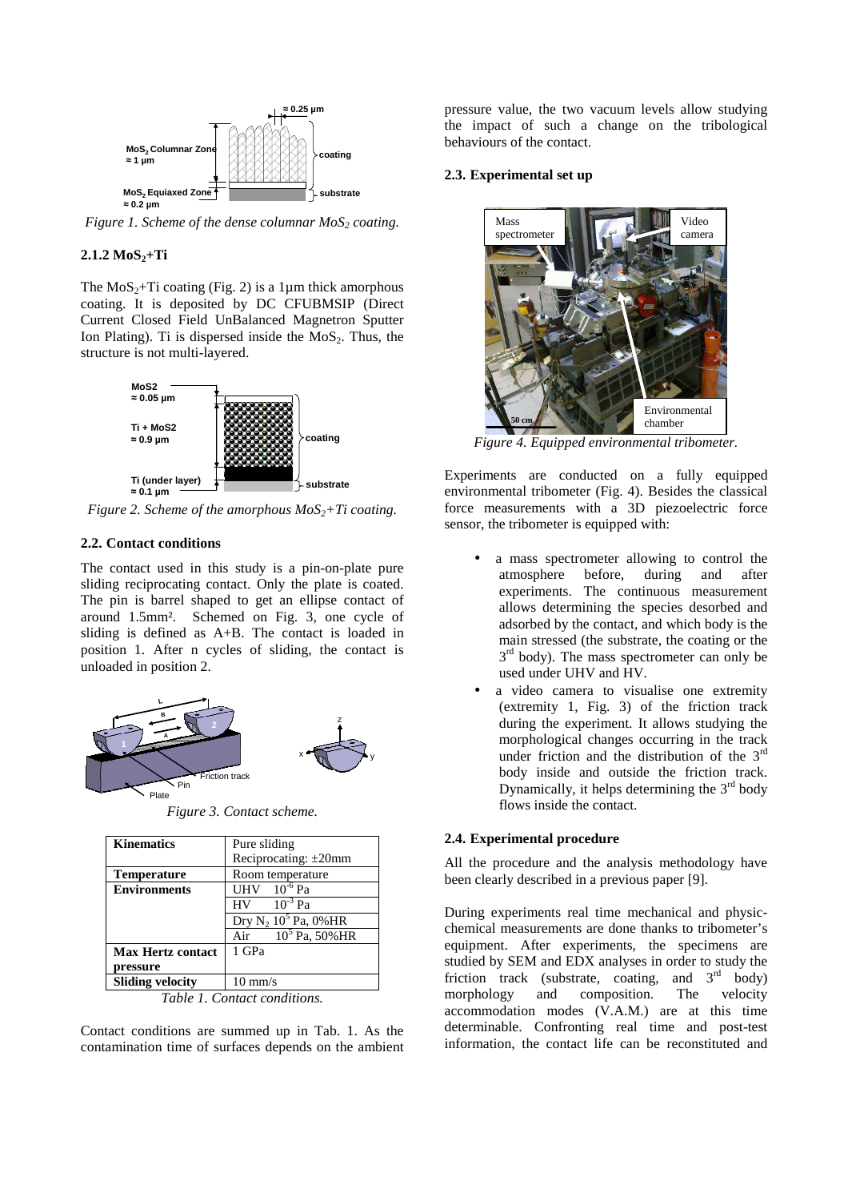*Figure 1. Scheme of the dense columnar $MoS_2$ coating.*

### 2.1.2 $MoS_2$+Ti

The $MoS_2$+Ti coating (Fig. 2) is a 1µm thick amorphous coating. It is deposited by DC CFUBMSIP (Direct Current Closed Field UnBalanced Magnetron Sputter Ion Plating). Ti is dispersed inside the $MoS_2$. Thus, the structure is not multi-layered.

*Figure 2. Scheme of the amorphous $MoS_2$+Ti coating.*

### 2.2. Contact conditions

The contact used in this study is a pin-on-plate pure sliding reciprocating contact. Only the plate is coated. The pin is barrel shaped to get an ellipse contact of around 1.5mm². Schemed on Fig. 3, one cycle of sliding is defined as A+B. The contact is loaded in position 1. After n cycles of sliding, the contact is unloaded in position 2.

*Figure 3. Contact scheme.*

| Kinematics | Pure sliding<br>Reciprocating: ±20mm |
|---|---|
| **Temperature** | Room temperature |
| **Environments** | UHV $10^{-6}$ Pa |
| | HV $10^{-3}$ Pa |
| | Dry $N_2$ $10^5$ Pa, 0%HR |
| | Air $10^5$ Pa, 50%HR |
| **Max Hertz contact pressure** | 1 GPa |
| **Sliding velocity** | 10 mm/s |

*Table 1. Contact conditions.*

Contact conditions are summed up in Tab. 1. As the contamination time of surfaces depends on the ambient pressure value, the two vacuum levels allow studying the impact of such a change on the tribological behaviours of the contact.

### 2.3. Experimental set up

*Figure 4. Equipped environmental tribometer.*

Experiments are conducted on a fully equipped environmental tribometer (Fig. 4). Besides the classical force measurements with a 3D piezoelectric force sensor, the tribometer is equipped with:

- a mass spectrometer allowing to control the atmosphere before, during and after experiments. The continuous measurement allows determining the species desorbed and adsorbed by the contact, and which body is the main stressed (the substrate, the coating or the 3rd body). The mass spectrometer can only be used under UHV and HV.
- a video camera to visualise one extremity (extremity 1, Fig. 3) of the friction track during the experiment. It allows studying the morphological changes occurring in the track under friction and the distribution of the 3rd body inside and outside the friction track. Dynamically, it helps determining the 3rd body flows inside the contact.

### 2.4. Experimental procedure

All the procedure and the analysis methodology have been clearly described in a previous paper [9].

During experiments real time mechanical and physic-chemical measurements are done thanks to tribometer's equipment. After experiments, the specimens are studied by SEM and EDX analyses in order to study the friction track (substrate, coating, and 3rd body) morphology and composition. The velocity accommodation modes (V.A.M.) are at this time determinable. Confronting real time and post-test information, the contact life can be reconstituted and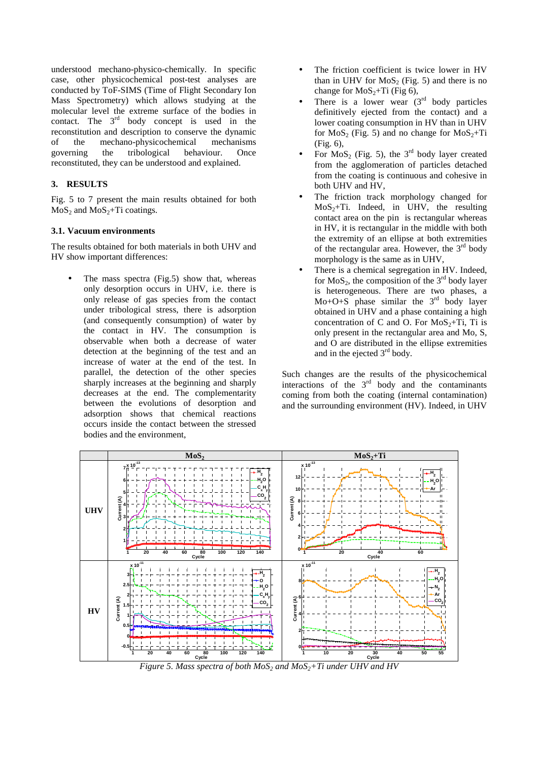understood mechano-physico-chemically. In specific case, other physicochemical post-test analyses are conducted by ToF-SIMS (Time of Flight Secondary Ion Mass Spectrometry) which allows studying at the molecular level the extreme surface of the bodies in contact. The 3[rd] body concept is used in the reconstitution and description to conserve the dynamic of the mechano-physicochemical mechanisms governing the tribological behaviour. Once reconstituted, they can be understood and explained.

## 3. RESULTS

Fig. 5 to 7 present the main results obtained for both $MoS_2$ and $MoS_2$+Ti coatings.

### 3.1. Vacuum environments

The results obtained for both materials in both UHV and HV show important differences:

- The mass spectra (Fig.5) show that, whereas only desorption occurs in UHV, i.e. there is only release of gas species from the contact under tribological stress, there is adsorption (and consequently consumption) of water by the contact in HV. The consumption is observable when both a decrease of water detection at the beginning of the test and an increase of water at the end of the test. In parallel, the detection of the other species sharply increases at the beginning and sharply decreases at the end. The complementarity between the evolutions of desorption and adsorption shows that chemical reactions occurs inside the contact between the stressed bodies and the environment,
- The friction coefficient is twice lower in HV than in UHV for $MoS_2$ (Fig. 5) and there is no change for $MoS_2$+Ti (Fig 6),
- There is a lower wear (3[rd] body particles definitively ejected from the contact) and a lower coating consumption in HV than in UHV for $MoS_2$ (Fig. 5) and no change for $MoS_2$+Ti (Fig. 6),
- For $MoS_2$ (Fig. 5), the 3[rd] body layer created from the agglomeration of particles detached from the coating is continuous and cohesive in both UHV and HV,
- The friction track morphology changed for $MoS_2$+Ti. Indeed, in UHV, the resulting contact area on the pin is rectangular whereas in HV, it is rectangular in the middle with both the extremity of an ellipse at both extremities of the rectangular area. However, the 3[rd] body morphology is the same as in UHV,
- There is a chemical segregation in HV. Indeed, for $MoS_2$, the composition of the 3[rd] body layer is heterogeneous. There are two phases, a Mo+O+S phase similar the 3[rd] body layer obtained in UHV and a phase containing a high concentration of C and O. For $MoS_2$+Ti, Ti is only present in the rectangular area and Mo, S, and O are distributed in the ellipse extremities and in the ejected 3[rd] body.

Such changes are the results of the physicochemical interactions of the 3[rd] body and the contaminants coming from both the coating (internal contamination) and the surrounding environment (HV). Indeed, in UHV

*Figure 5. Mass spectra of both $MoS_2$ and $MoS_2$+Ti under UHV and HV*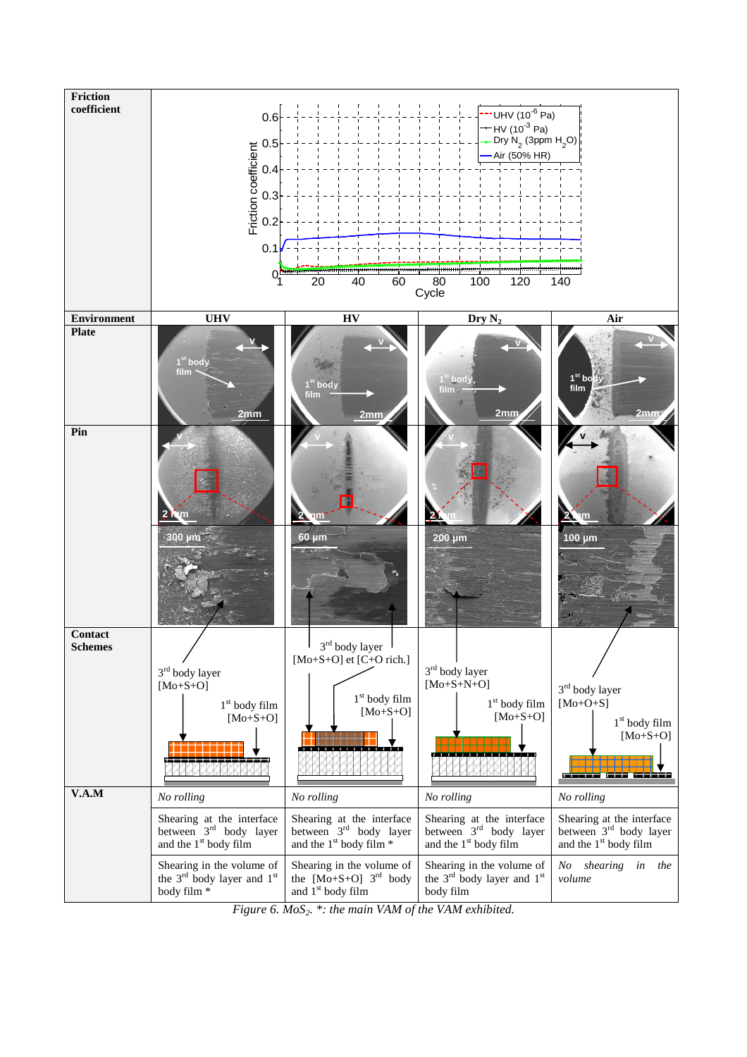| Friction coefficient | | | | |
|---|---|---|---|---|
| **Environment** | **UHV** | **HV** | **Dry $N_2$** | **Air** |
| **Plate** | | | | |
| **Pin** | | | | |
| **Contact Schemes** | 3rd body layer [Mo+S+O]; 1st body film [Mo+S+O] | 3rd body layer [Mo+S+O] et [C+O rich.]; 1st body film [Mo+S+O] | 3rd body layer [Mo+S+N+O]; 1st body film [Mo+S+O] | 3rd body layer [Mo+O+S]; 1st body film [Mo+S+O] |
| **V.A.M** | *No rolling* | *No rolling* | *No rolling* | *No rolling* |
| | Shearing at the interface between 3rd body layer and the 1st body film | Shearing at the interface between 3rd body layer and the 1st body film * | Shearing at the interface between 3rd body layer and the 1st body film | Shearing at the interface between 3rd body layer and the 1st body film |
| | Shearing in the volume of the 3rd body layer and 1st body film * | Shearing in the volume of the [Mo+S+O] 3rd body layer and 1st body film | Shearing in the volume of the 3rd body layer and 1st body film | *No shearing in the volume* |

*Figure 6. $MoS_2$. *: the main VAM of the VAM exhibited.*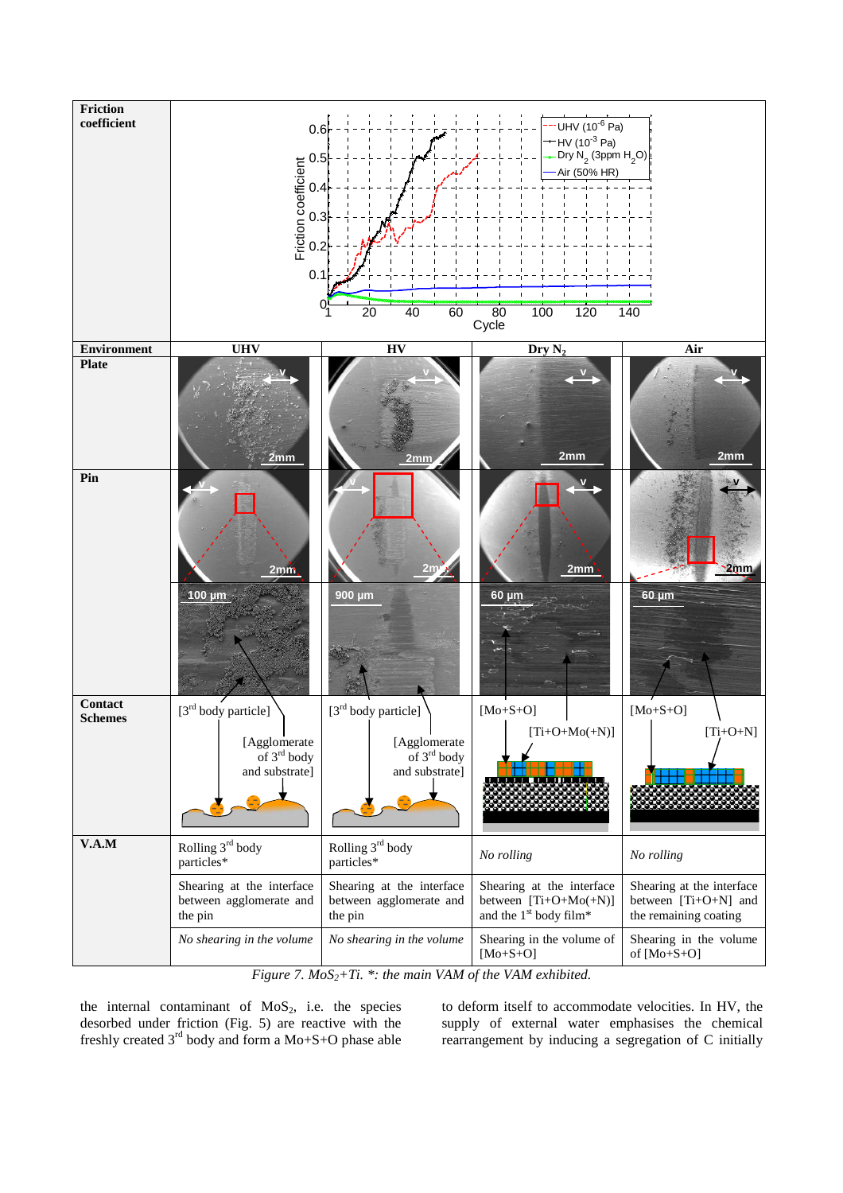| Friction coefficient | | | | |
|---|---|---|---|---|
| **Environment** | **UHV** | **HV** | **Dry $N_2$** | **Air** |
| **Plate** | | | | |
| **Pin** | | | | |
| **Contact Schemes** | [3rd body particle] [Agglomerate of 3rd body and substrate] | [3rd body particle] [Agglomerate of 3rd body and substrate] | [Mo+S+O] [Ti+O+Mo(+N)] | [Mo+S+O] [Ti+O+N] |
| **V.A.M** | Rolling 3rd body particles* | Rolling 3rd body particles* | *No rolling* | *No rolling* |
| | Shearing at the interface between agglomerate and the pin | Shearing at the interface between agglomerate and the pin | Shearing at the interface between [Ti+O+Mo(+N)] and the 1st body film* | Shearing at the interface between [Ti+O+N] and the remaining coating |
| | *No shearing in the volume* | *No shearing in the volume* | Shearing in the volume of [Mo+S+O] | Shearing in the volume of [Mo+S+O] |

*Figure 7. $MoS_2$+Ti. \*: the main VAM of the VAM exhibited.*

the internal contaminant of $MoS_2$, i.e. the species desorbed under friction (Fig. 5) are reactive with the freshly created 3rd body and form a Mo+S+O phase able to deform itself to accommodate velocities. In HV, the supply of external water emphasises the chemical rearrangement by inducing a segregation of C initially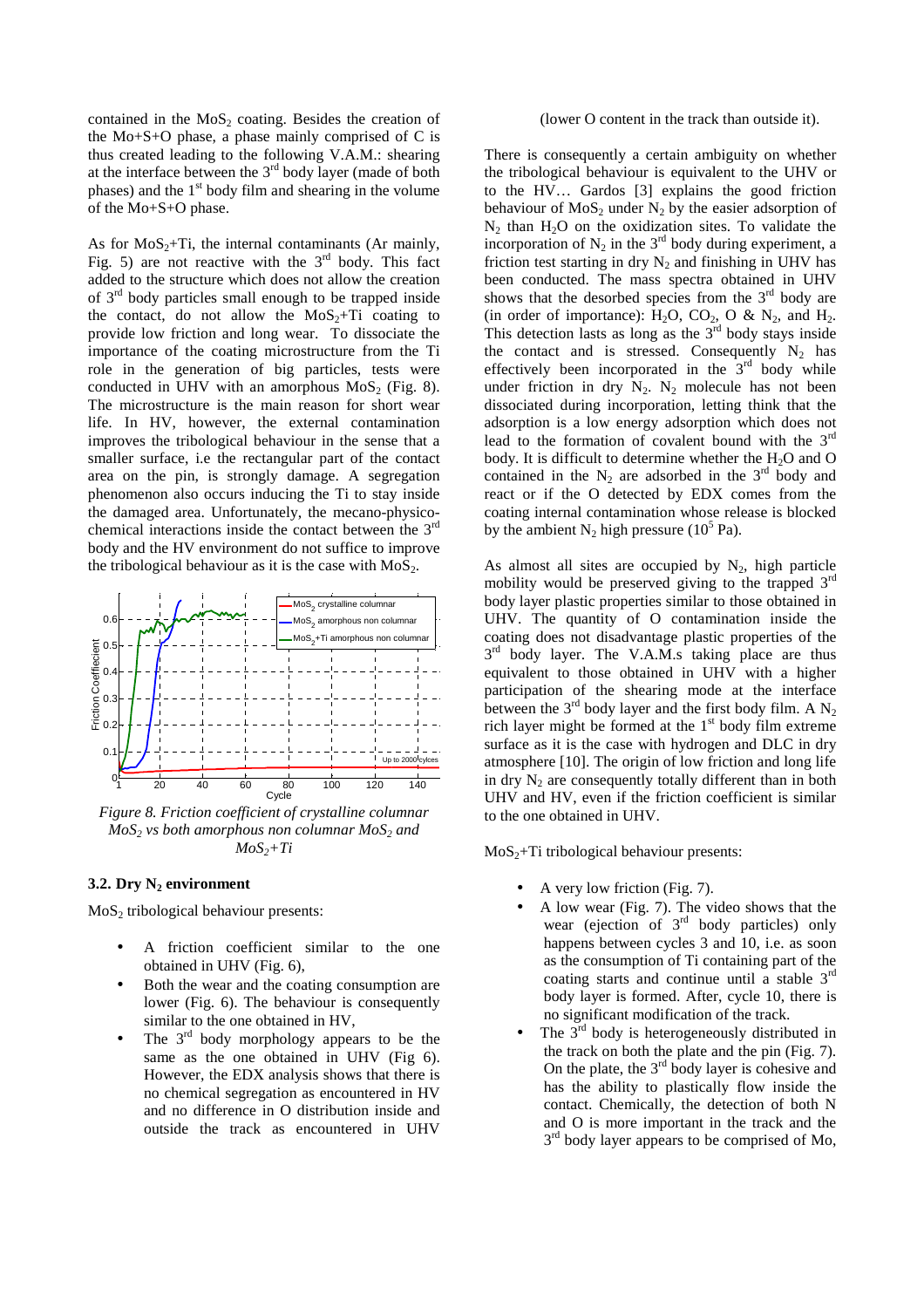contained in the $MoS_2$ coating. Besides the creation of the Mo+S+O phase, a phase mainly comprised of C is thus created leading to the following V.A.M.: shearing at the interface between the 3rd body layer (made of both phases) and the 1st body film and shearing in the volume of the Mo+S+O phase.

As for $MoS_2$+Ti, the internal contaminants (Ar mainly, Fig. 5) are not reactive with the 3rd body. This fact added to the structure which does not allow the creation of 3rd body particles small enough to be trapped inside the contact, do not allow the $MoS_2$+Ti coating to provide low friction and long wear. To dissociate the importance of the coating microstructure from the Ti role in the generation of big particles, tests were conducted in UHV with an amorphous $MoS_2$ (Fig. 8). The microstructure is the main reason for short wear life. In HV, however, the external contamination improves the tribological behaviour in the sense that a smaller surface, i.e the rectangular part of the contact area on the pin, is strongly damage. A segregation phenomenon also occurs inducing the Ti to stay inside the damaged area. Unfortunately, the mecano-physico-chemical interactions inside the contact between the 3rd body and the HV environment do not suffice to improve the tribological behaviour as it is the case with $MoS_2$.

*Figure 8. Friction coefficient of crystalline columnar $MoS_2$ vs both amorphous non columnar $MoS_2$ and $MoS_2$+Ti*

### 3.2. Dry $N_2$ environment

$MoS_2$ tribological behaviour presents:

- A friction coefficient similar to the one obtained in UHV (Fig. 6),
- Both the wear and the coating consumption are lower (Fig. 6). The behaviour is consequently similar to the one obtained in HV,
- The 3rd body morphology appears to be the same as the one obtained in UHV (Fig 6). However, the EDX analysis shows that there is no chemical segregation as encountered in HV and no difference in O distribution inside and outside the track as encountered in UHV (lower O content in the track than outside it).

There is consequently a certain ambiguity on whether the tribological behaviour is equivalent to the UHV or to the HV… Gardos [3] explains the good friction behaviour of $MoS_2$ under $N_2$ by the easier adsorption of $N_2$ than $H_2O$ on the oxidization sites. To validate the incorporation of $N_2$ in the 3rd body during experiment, a friction test starting in dry $N_2$ and finishing in UHV has been conducted. The mass spectra obtained in UHV shows that the desorbed species from the 3rd body are (in order of importance): $H_2O$, $CO_2$, O & $N_2$, and $H_2$. This detection lasts as long as the 3rd body stays inside the contact and is stressed. Consequently $N_2$ has effectively been incorporated in the 3rd body while under friction in dry $N_2$. $N_2$ molecule has not been dissociated during incorporation, letting think that the adsorption is a low energy adsorption which does not lead to the formation of covalent bound with the 3rd body. It is difficult to determine whether the $H_2O$ and O contained in the $N_2$ are adsorbed in the 3rd body and react or if the O detected by EDX comes from the coating internal contamination whose release is blocked by the ambient $N_2$ high pressure ($10^5$ Pa).

As almost all sites are occupied by $N_2$, high particle mobility would be preserved giving to the trapped 3rd body layer plastic properties similar to those obtained in UHV. The quantity of O contamination inside the coating does not disadvantage plastic properties of the 3rd body layer. The V.A.M.s taking place are thus equivalent to those obtained in UHV with a higher participation of the shearing mode at the interface between the 3rd body layer and the first body film. A $N_2$ rich layer might be formed at the 1st body film extreme surface as it is the case with hydrogen and DLC in dry atmosphere [10]. The origin of low friction and long life in dry $N_2$ are consequently totally different than in both UHV and HV, even if the friction coefficient is similar to the one obtained in UHV.

$MoS_2$+Ti tribological behaviour presents:

- A very low friction (Fig. 7).
- A low wear (Fig. 7). The video shows that the wear (ejection of 3rd body particles) only happens between cycles 3 and 10, i.e. as soon as the consumption of Ti containing part of the coating starts and continue until a stable 3rd body layer is formed. After, cycle 10, there is no significant modification of the track.
- The 3rd body is heterogeneously distributed in the track on both the plate and the pin (Fig. 7). On the plate, the 3rd body layer is cohesive and has the ability to plastically flow inside the contact. Chemically, the detection of both N and O is more important in the track and the 3rd body layer appears to be comprised of Mo,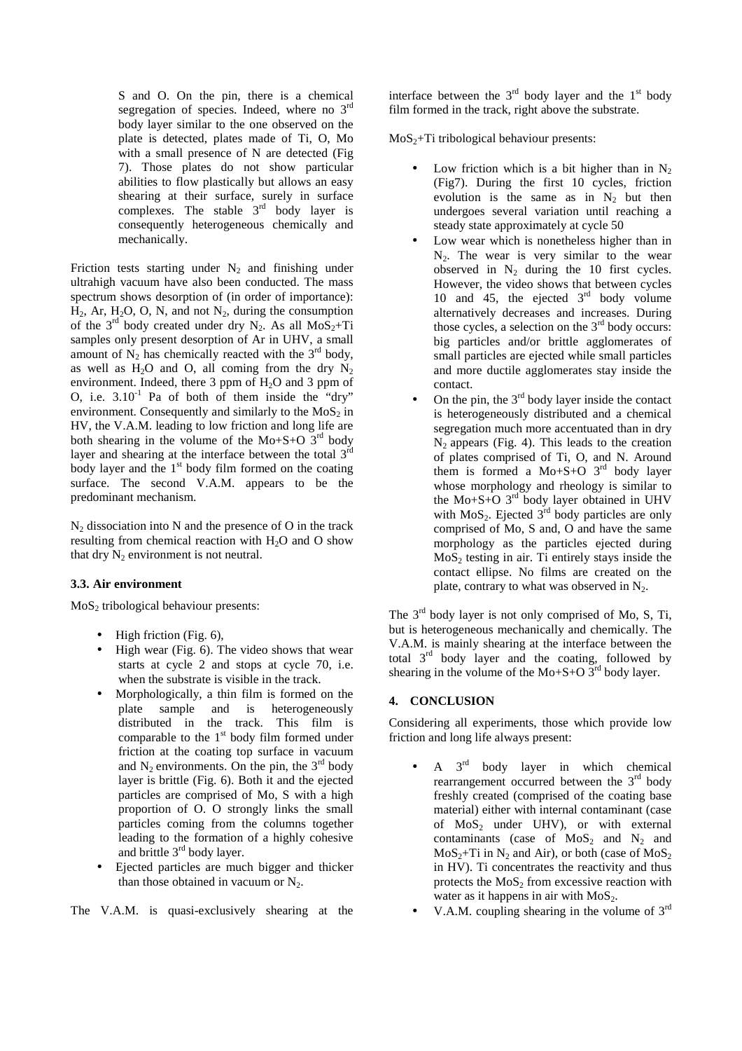S and O. On the pin, there is a chemical segregation of species. Indeed, where no 3rd body layer similar to the one observed on the plate is detected, plates made of Ti, O, Mo with a small presence of N are detected (Fig 7). Those plates do not show particular abilities to flow plastically but allows an easy shearing at their surface, surely in surface complexes. The stable 3rd body layer is consequently heterogeneous chemically and mechanically.

Friction tests starting under $N_2$ and finishing under ultrahigh vacuum have also been conducted. The mass spectrum shows desorption of (in order of importance): $H_2$, Ar, $H_2O$, O, N, and not $N_2$, during the consumption of the 3rd body created under dry $N_2$. As all $MoS_2$+Ti samples only present desorption of Ar in UHV, a small amount of $N_2$ has chemically reacted with the 3rd body, as well as $H_2O$ and O, all coming from the dry $N_2$ environment. Indeed, there 3 ppm of $H_2O$ and 3 ppm of O, i.e. $3.10^{-1}$ Pa of both of them inside the "dry" environment. Consequently and similarly to the $MoS_2$ in HV, the V.A.M. leading to low friction and long life are both shearing in the volume of the Mo+S+O 3rd body layer and shearing at the interface between the total 3rd body layer and the 1st body film formed on the coating surface. The second V.A.M. appears to be the predominant mechanism.

$N_2$ dissociation into N and the presence of O in the track resulting from chemical reaction with $H_2O$ and O show that dry $N_2$ environment is not neutral.

### 3.3. Air environment

$MoS_2$ tribological behaviour presents:

- High friction (Fig. 6),
- High wear (Fig. 6). The video shows that wear starts at cycle 2 and stops at cycle 70, i.e. when the substrate is visible in the track.
- Morphologically, a thin film is formed on the plate sample and is heterogeneously distributed in the track. This film is comparable to the 1st body film formed under friction at the coating top surface in vacuum and $N_2$ environments. On the pin, the 3rd body layer is brittle (Fig. 6). Both it and the ejected particles are comprised of Mo, S with a high proportion of O. O strongly links the small particles coming from the columns together leading to the formation of a highly cohesive and brittle 3rd body layer.
- Ejected particles are much bigger and thicker than those obtained in vacuum or $N_2$.

The V.A.M. is quasi-exclusively shearing at the interface between the 3rd body layer and the 1st body film formed in the track, right above the substrate.

$MoS_2$+Ti tribological behaviour presents:

- Low friction which is a bit higher than in $N_2$ (Fig7). During the first 10 cycles, friction evolution is the same as in $N_2$ but then undergoes several variation until reaching a steady state approximately at cycle 50
- Low wear which is nonetheless higher than in $N_2$. The wear is very similar to the wear observed in $N_2$ during the 10 first cycles. However, the video shows that between cycles 10 and 45, the ejected 3rd body volume alternatively decreases and increases. During those cycles, a selection on the 3rd body occurs: big particles and/or brittle agglomerates of small particles are ejected while small particles and more ductile agglomerates stay inside the contact.
- On the pin, the 3rd body layer inside the contact is heterogeneously distributed and a chemical segregation much more accentuated than in dry $N_2$ appears (Fig. 4). This leads to the creation of plates comprised of Ti, O, and N. Around them is formed a Mo+S+O 3rd body layer whose morphology and rheology is similar to the Mo+S+O 3rd body layer obtained in UHV with $MoS_2$. Ejected 3rd body particles are only comprised of Mo, S and, O and have the same morphology as the particles ejected during $MoS_2$ testing in air. Ti entirely stays inside the contact ellipse. No films are created on the plate, contrary to what was observed in $N_2$.

The 3rd body layer is not only comprised of Mo, S, Ti, but is heterogeneous mechanically and chemically. The V.A.M. is mainly shearing at the interface between the total 3rd body layer and the coating, followed by shearing in the volume of the Mo+S+O 3rd body layer.

## 4. CONCLUSION

Considering all experiments, those which provide low friction and long life always present:

- A 3rd body layer in which chemical rearrangement occurred between the 3rd body freshly created (comprised of the coating base material) either with internal contaminant (case of $MoS_2$ under UHV), or with external contaminants (case of $MoS_2$ and $N_2$ and $MoS_2$+Ti in $N_2$ and Air), or both (case of $MoS_2$ in HV). Ti concentrates the reactivity and thus protects the $MoS_2$ from excessive reaction with water as it happens in air with $MoS_2$.
- V.A.M. coupling shearing in the volume of 3rd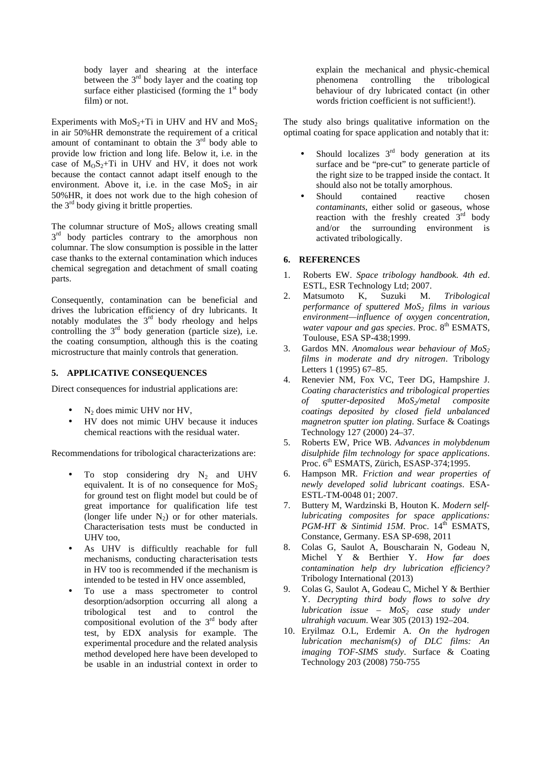body layer and shearing at the interface between the 3rd body layer and the coating top surface either plasticised (forming the 1st body film) or not.

Experiments with $MoS_2$+Ti in UHV and HV and $MoS_2$ in air 50%HR demonstrate the requirement of a critical amount of contaminant to obtain the 3rd body able to provide low friction and long life. Below it, i.e. in the case of $M_OS_2$+Ti in UHV and HV, it does not work because the contact cannot adapt itself enough to the environment. Above it, i.e. in the case $MoS_2$ in air 50%HR, it does not work due to the high cohesion of the 3rd body giving it brittle properties.

The columnar structure of $MoS_2$ allows creating small 3rd body particles contrary to the amorphous non columnar. The slow consumption is possible in the latter case thanks to the external contamination which induces chemical segregation and detachment of small coating parts.

Consequently, contamination can be beneficial and drives the lubrication efficiency of dry lubricants. It notably modulates the 3rd body rheology and helps controlling the 3rd body generation (particle size), i.e. the coating consumption, although this is the coating microstructure that mainly controls that generation.

## 5. APPLICATIVE CONSEQUENCES

Direct consequences for industrial applications are:

- $N_2$ does mimic UHV nor HV,
- HV does not mimic UHV because it induces chemical reactions with the residual water.

Recommendations for tribological characterizations are:

- To stop considering dry $N_2$ and UHV equivalent. It is of no consequence for $MoS_2$ for ground test on flight model but could be of great importance for qualification life test (longer life under $N_2$) or for other materials. Characterisation tests must be conducted in UHV too,
- As UHV is difficultly reachable for full mechanisms, conducting characterisation tests in HV too is recommended if the mechanism is intended to be tested in HV once assembled,
- To use a mass spectrometer to control desorption/adsorption occurring all along a tribological test and to control the compositional evolution of the 3rd body after test, by EDX analysis for example. The experimental procedure and the related analysis method developed here have been developed to be usable in an industrial context in order to explain the mechanical and physic-chemical phenomena controlling the tribological behaviour of dry lubricated contact (in other words friction coefficient is not sufficient!).

The study also brings qualitative information on the optimal coating for space application and notably that it:

- Should localizes 3rd body generation at its surface and be "pre-cut" to generate particle of the right size to be trapped inside the contact. It should also not be totally amorphous.
- Should contained reactive chosen *contaminants*, either solid or gaseous, whose reaction with the freshly created 3rd body and/or the surrounding environment is activated tribologically.

## 6. REFERENCES

1. Roberts EW. *Space tribology handbook. 4th ed*. ESTL, ESR Technology Ltd; 2007.
2. Matsumoto K, Suzuki M. *Tribological performance of sputtered $MoS_2$ films in various environment—influence of oxygen concentration, water vapour and gas species*. Proc. 8th ESMATS, Toulouse, ESA SP-438;1999.
3. Gardos MN. *Anomalous wear behaviour of $MoS_2$ films in moderate and dry nitrogen*. Tribology Letters 1 (1995) 67–85.
4. Renevier NM, Fox VC, Teer DG, Hampshire J. *Coating characteristics and tribological properties of sputter-deposited $MoS_2$/metal composite coatings deposited by closed field unbalanced magnetron sputter ion plating*. Surface & Coatings Technology 127 (2000) 24–37.
5. Roberts EW, Price WB. *Advances in molybdenum disulphide film technology for space applications*. Proc. 6th ESMATS, Zürich, ESASP-374;1995.
6. Hampson MR. *Friction and wear properties of newly developed solid lubricant coatings*. ESA-ESTL-TM-0048 01; 2007.
7. Buttery M, Wardzinski B, Houton K. *Modern self-lubricating composites for space applications: PGM-HT & Sintimid 15M*. Proc. 14th ESMATS, Constance, Germany. ESA SP-698, 2011
8. Colas G, Saulot A, Boscharain N, Godeau N, Michel Y & Berthier Y. *How far does contamination help dry lubrication efficiency?* Tribology International (2013)
9. Colas G, Saulot A, Godeau C, Michel Y & Berthier Y. *Decrypting third body flows to solve dry lubrication issue – $MoS_2$ case study under ultrahigh vacuum*. Wear 305 (2013) 192–204.
10. Eryilmaz O.L, Erdemir A. *On the hydrogen lubrication mechanism(s) of DLC films: An imaging TOF-SIMS study*. Surface & Coating Technology 203 (2008) 750-755